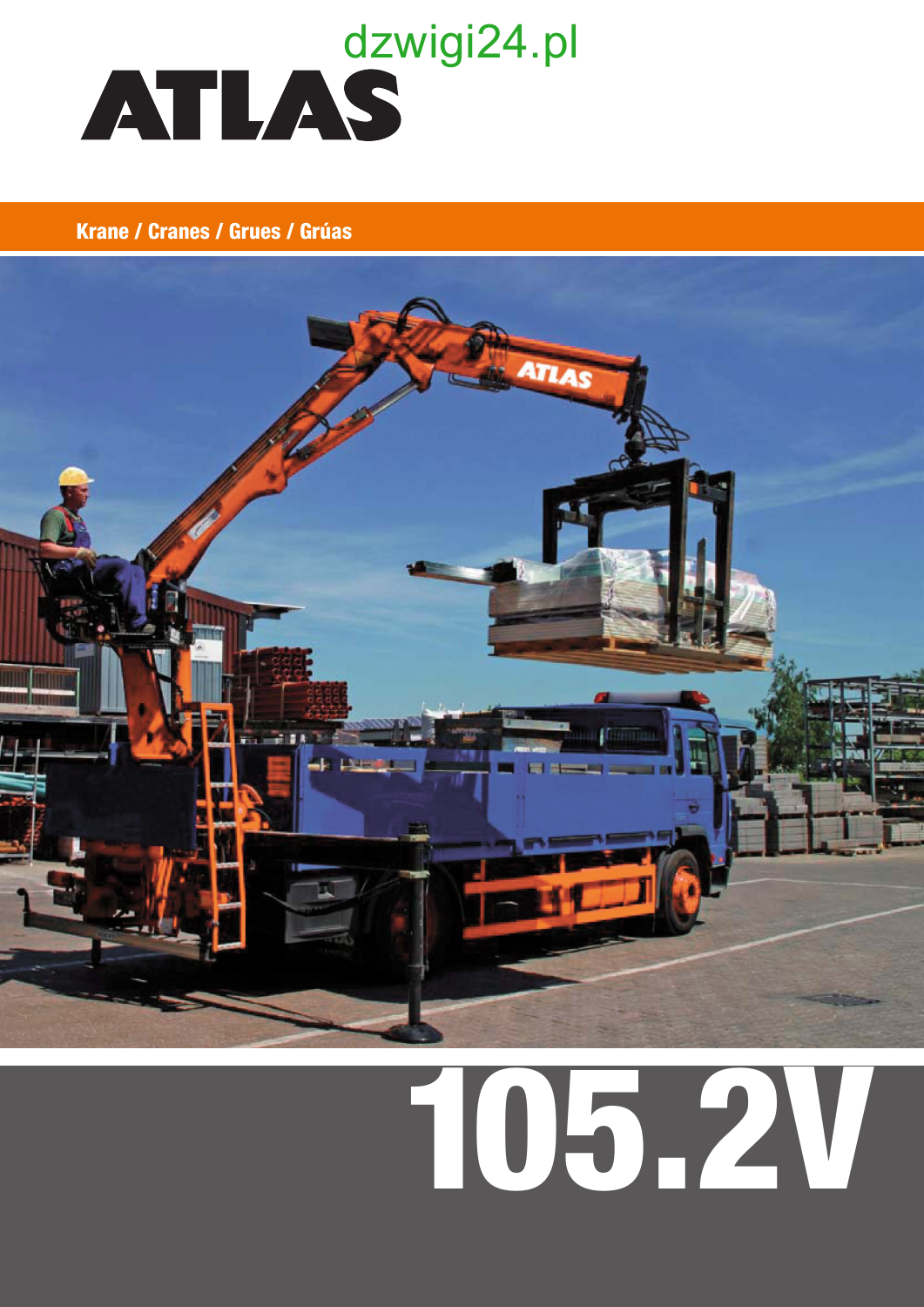dzwigi24.pl

# ATLAS

**Krane / Cranes / Grues / Grúas**

# 105.2V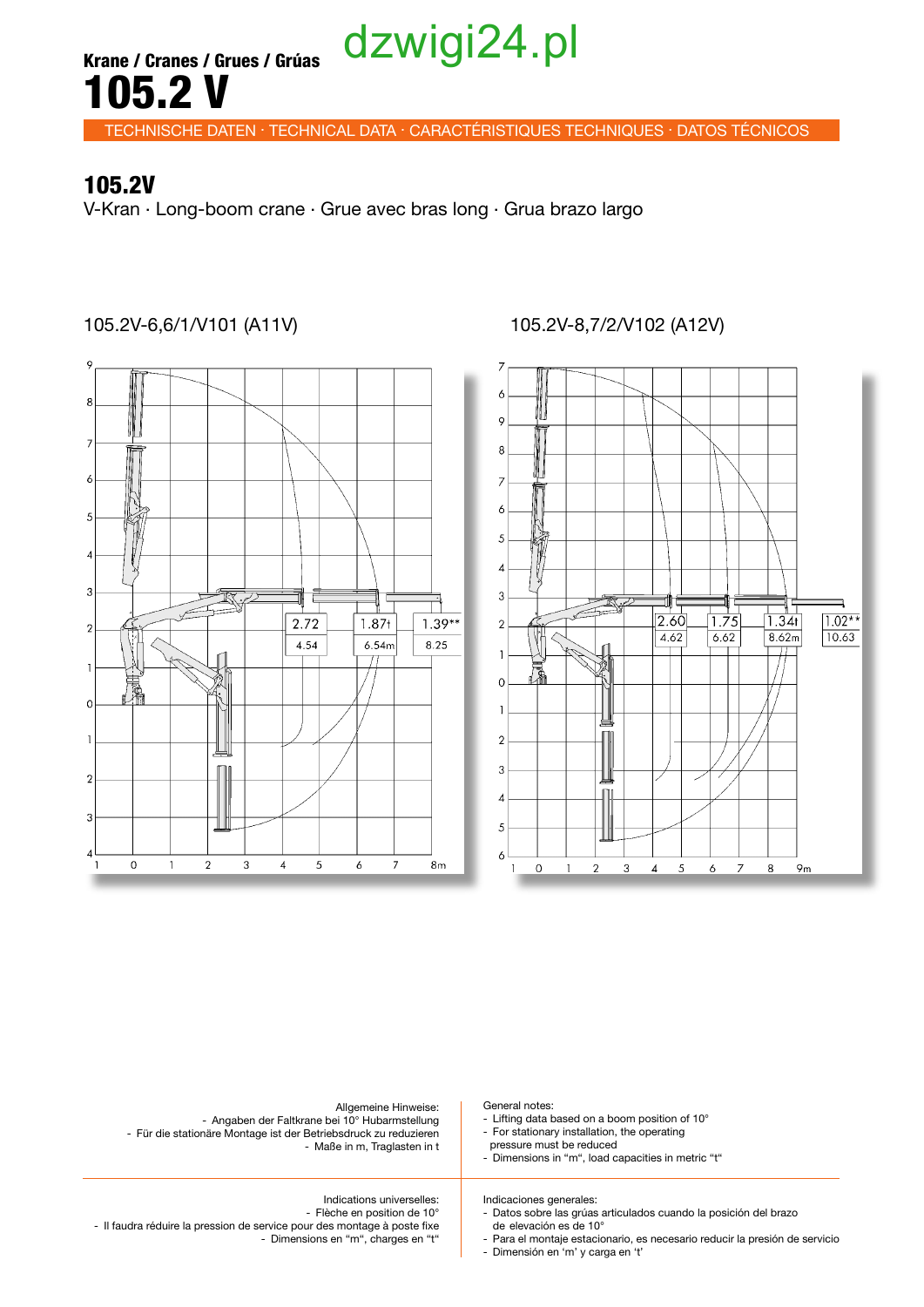Krane / Cranes / Grues / Grúas

# 105.2 V

TECHNISCHE DATEN · TECHNICAL DATA · CARACTÉRISTIQUES TECHNIQUES · DATOS TÉCNICOS

## 105.2V

V-Kran · Long-boom crane · Grue avec bras long · Grua brazo largo

### 105.2V-6,6/1/V101 (A11V)

| Load (t) | 2.72 | 1.87t | 1.39** |
|---|---|---|---|
| Outreach (m) | 4.54 | 6.54m | 8.25 |

### 105.2V-8,7/2/V102 (A12V)

| Load (t) | 2.60 | 1.75 | 1.34t | 1.02** |
|---|---|---|---|---|
| Outreach (m) | 4.62 | 6.62 | 8.62m | 10.63 |

Allgemeine Hinweise:
- Angaben der Faltkrane bei 10° Hubarmstellung
- Für die stationäre Montage ist der Betriebsdruck zu reduzieren
- Maße in m, Traglasten in t

General notes:
- Lifting data based on a boom position of 10°
- For stationary installation, the operating pressure must be reduced
- Dimensions in "m", load capacities in metric "t"

Indications universelles:
- Flèche en position de 10°
- Il faudra réduire la pression de service pour des montage à poste fixe
- Dimensions en "m", charges en "t"

Indicaciones generales:
- Datos sobre las grúas articulados cuando la posición del brazo de elevación es de 10°
- Para el montaje estacionario, es necesario reducir la presión de servicio
- Dimensión en 'm' y carga en 't'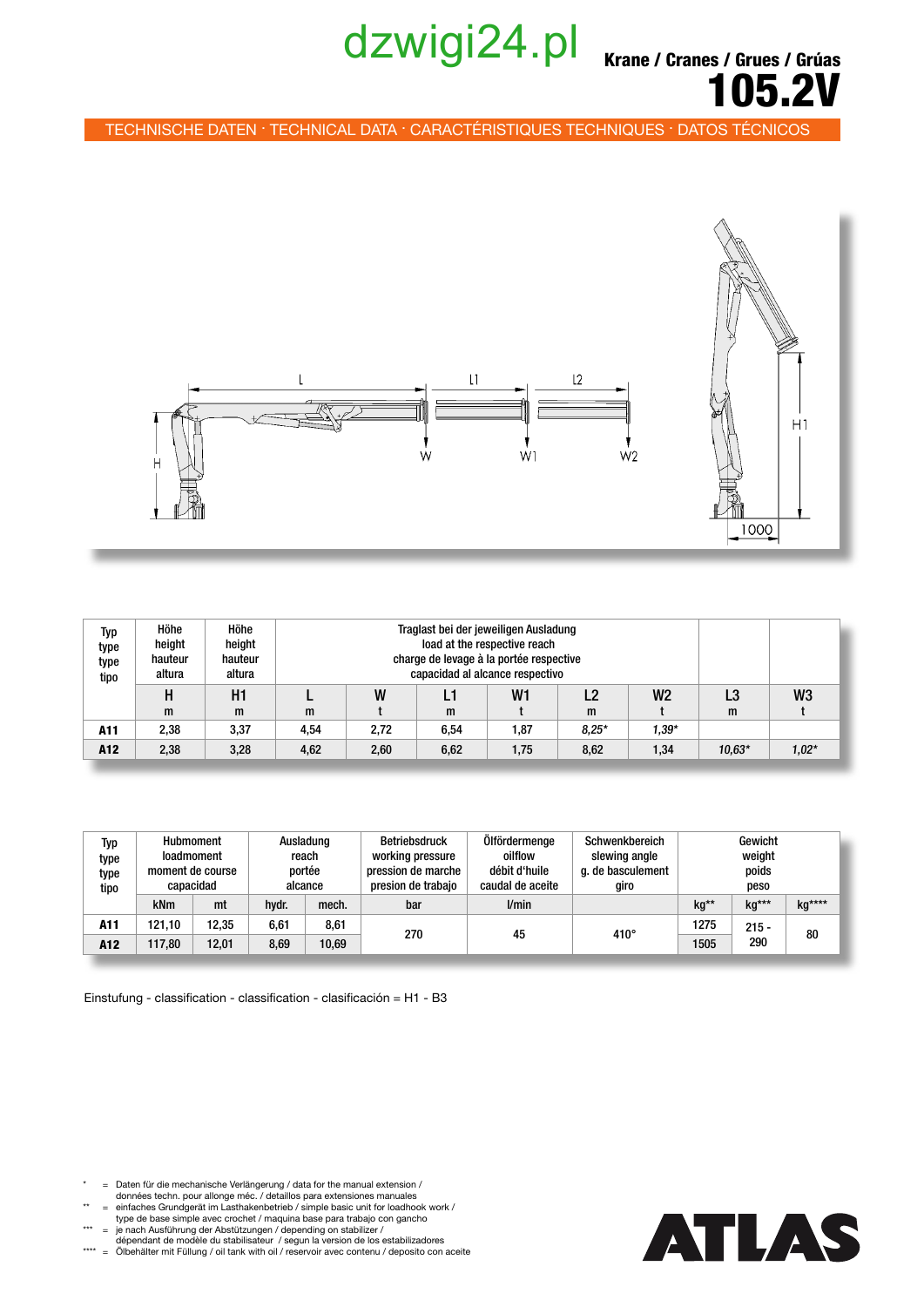dzwigi24.pl

# Krane / Cranes / Grues / Grúas
# 105.2V

## TECHNISCHE DATEN · TECHNICAL DATA · CARACTÉRISTIQUES TECHNIQUES · DATOS TÉCNICOS

L L1 L2 H W W1 W2 H1 1000

| Typ type type tipo | Höhe height hauteur altura | Höhe height hauteur altura | Traglast bei der jeweiligen Ausladung load at the respective reach charge de levage à la portée respective capacidad al alcance respectivo | | | | | | | |
|---|---|---|---|---|---|---|---|---|---|---|
| | H m | H1 m | L m | W t | L1 m | W1 t | L2 m | W2 t | L3 m | W3 t |
| A11 | 2,38 | 3,37 | 4,54 | 2,72 | 6,54 | 1,87 | *8,25** | *1,39** | | |
| A12 | 2,38 | 3,28 | 4,62 | 2,60 | 6,62 | 1,75 | 8,62 | 1,34 | *10,63** | *1,02** |

| Typ type type tipo | Hubmoment loadmoment moment de course capacidad | | Ausladung reach portée alcance | | Betriebsdruck working pressure pression de marche presion de trabajo | Ölfördermenge oilflow débit d'huile caudal de aceite | Schwenkbereich slewing angle g. de basculement giro | Gewicht weight poids peso | | |
|---|---|---|---|---|---|---|---|---|---|---|
| | kNm | mt | hydr. | mech. | bar | l/min | | kg** | kg*** | kg**** |
| A11 | 121,10 | 12,35 | 6,61 | 8,61 | 270 | 45 | 410° | 1275 | 215 - 290 | 80 |
| A12 | 117,80 | 12,01 | 8,69 | 10,69 | | | | 1505 | | |

Einstufung - classification - classification - clasificación = H1 - B3

\* = Daten für die mechanische Verlängerung / data for the manual extension / données techn. pour allonge méc. / detaillos para extensiones manuales
\** = einfaches Grundgerät im Lasthakenbetrieb / simple basic unit for loadhook work / type de base simple avec crochet / maquina base para trabajo con gancho
\*** = je nach Ausführung der Abstützungen / depending on stabilizer / dépendant de modèle du stabilisateur / segun la version de los estabilizadores
\**** = Ölbehälter mit Füllung / oil tank with oil / reservoir avec contenu / deposito con aceite

ATLAS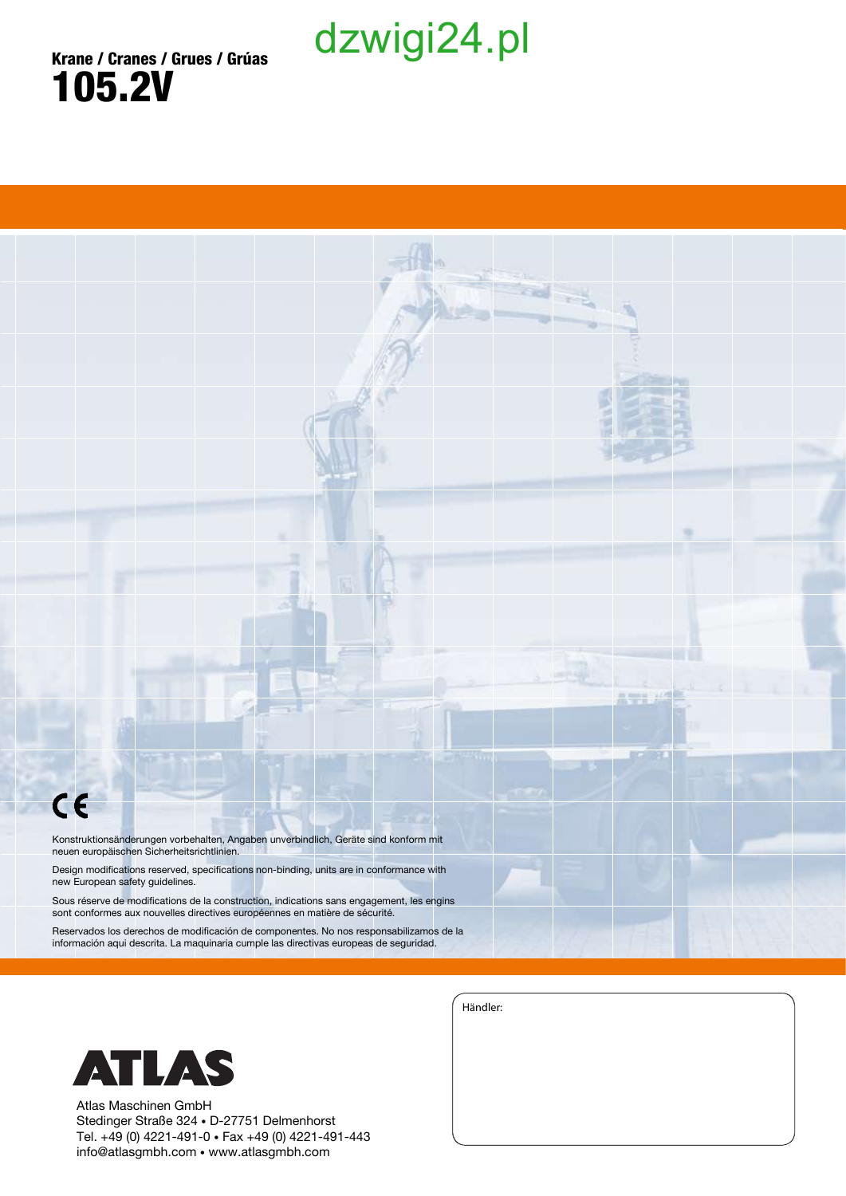dzwigi24.pl

**Krane / Cranes / Grues / Grúas**

# 105.2V

CE

Konstruktionsänderungen vorbehalten, Angaben unverbindlich, Geräte sind konform mit neuen europäischen Sicherheitsrichtlinien.

Design modifications reserved, specifications non-binding, units are in conformance with new European safety guidelines.

Sous réserve de modifications de la construction, indications sans engagement, les engins sont conformes aux nouvelles directives européennes en matière de sécurité.

Reservados los derechos de modificación de componentes. No nos responsabilizamos de la información aqui descrita. La maquinaria cumple las directivas europeas de seguridad.

ATLAS

Atlas Maschinen GmbH
Stedinger Straße 324 • D-27751 Delmenhorst
Tel. +49 (0) 4221-491-0 • Fax +49 (0) 4221-491-443
info@atlasgmbh.com • www.atlasgmbh.com

Händler: